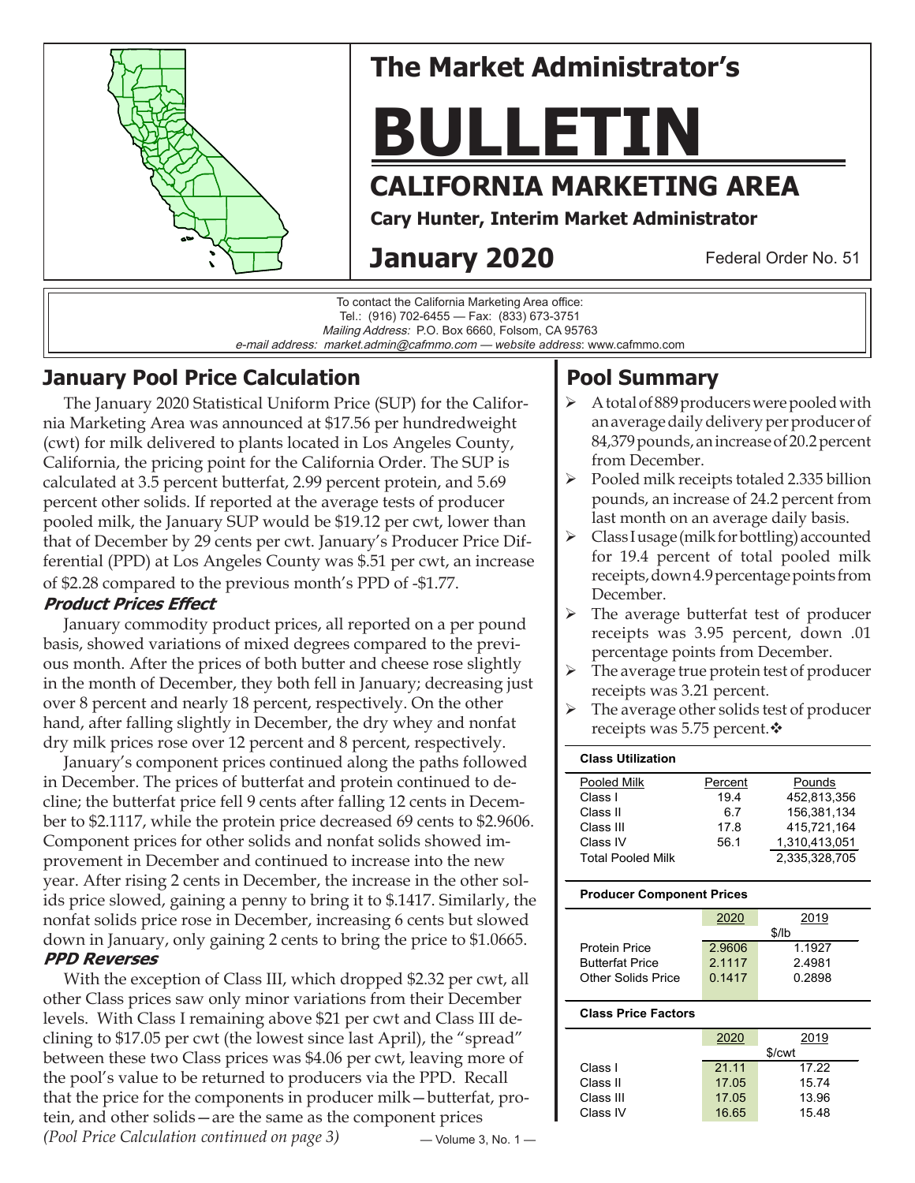# The Market Administrator's

# BULLETIN

## CALIFORNIA MARKETING AREA

**Cary Hunter, Interim Market Administrator**

## January 2020

Federal Order No. 51

To contact the California Marketing Area office:
Tel.: (916) 702-6455 — Fax: (833) 673-3751
*Mailing Address:* P.O. Box 6660, Folsom, CA 95763
*e-mail address: market.admin@cafmmo.com* — *website address*: www.cafmmo.com

## January Pool Price Calculation

The January 2020 Statistical Uniform Price (SUP) for the California Marketing Area was announced at $17.56 per hundredweight (cwt) for milk delivered to plants located in Los Angeles County, California, the pricing point for the California Order. The SUP is calculated at 3.5 percent butterfat, 2.99 percent protein, and 5.69 percent other solids. If reported at the average tests of producer pooled milk, the January SUP would be $19.12 per cwt, lower than that of December by 29 cents per cwt. January's Producer Price Differential (PPD) at Los Angeles County was $.51 per cwt, an increase of $2.28 compared to the previous month's PPD of -$1.77.

### *Product Prices Effect*

January commodity product prices, all reported on a per pound basis, showed variations of mixed degrees compared to the previous month. After the prices of both butter and cheese rose slightly in the month of December, they both fell in January; decreasing just over 8 percent and nearly 18 percent, respectively. On the other hand, after falling slightly in December, the dry whey and nonfat dry milk prices rose over 12 percent and 8 percent, respectively.

January's component prices continued along the paths followed in December. The prices of butterfat and protein continued to decline; the butterfat price fell 9 cents after falling 12 cents in December to $2.1117, while the protein price decreased 69 cents to $2.9606. Component prices for other solids and nonfat solids showed improvement in December and continued to increase into the new year. After rising 2 cents in December, the increase in the other solids price slowed, gaining a penny to bring it to $.1417. Similarly, the nonfat solids price rose in December, increasing 6 cents but slowed down in January, only gaining 2 cents to bring the price to $1.0665.

### *PPD Reverses*

With the exception of Class III, which dropped $2.32 per cwt, all other Class prices saw only minor variations from their December levels. With Class I remaining above $21 per cwt and Class III declining to $17.05 per cwt (the lowest since last April), the "spread" between these two Class prices was $4.06 per cwt, leaving more of the pool's value to be returned to producers via the PPD. Recall that the price for the components in producer milk—butterfat, protein, and other solids—are the same as the component prices

*(Pool Price Calculation continued on page 3)*

## Pool Summary

- A total of 889 producers were pooled with an average daily delivery per producer of 84,379 pounds, an increase of 20.2 percent from December.
- Pooled milk receipts totaled 2.335 billion pounds, an increase of 24.2 percent from last month on an average daily basis.
- Class I usage (milk for bottling) accounted for 19.4 percent of total pooled milk receipts, down 4.9 percentage points from December.
- The average butterfat test of producer receipts was 3.95 percent, down .01 percentage points from December.
- The average true protein test of producer receipts was 3.21 percent.
- The average other solids test of producer receipts was 5.75 percent.❖

**Class Utilization**

| Pooled Milk | Percent | Pounds |
|---|---|---|
| Class I | 19.4 | 452,813,356 |
| Class II | 6.7 | 156,381,134 |
| Class III | 17.8 | 415,721,164 |
| Class IV | 56.1 | 1,310,413,051 |
| Total Pooled Milk | | 2,335,328,705 |

**Producer Component Prices**

| | 2020 | 2019 |
|---|---|---|
| | $/lb | |
| Protein Price | 2.9606 | 1.1927 |
| Butterfat Price | 2.1117 | 2.4981 |
| Other Solids Price | 0.1417 | 0.2898 |

**Class Price Factors**

| | 2020 | 2019 |
|---|---|---|
| | $/cwt | |
| Class I | 21.11 | 17.22 |
| Class II | 17.05 | 15.74 |
| Class III | 17.05 | 13.96 |
| Class IV | 16.65 | 15.48 |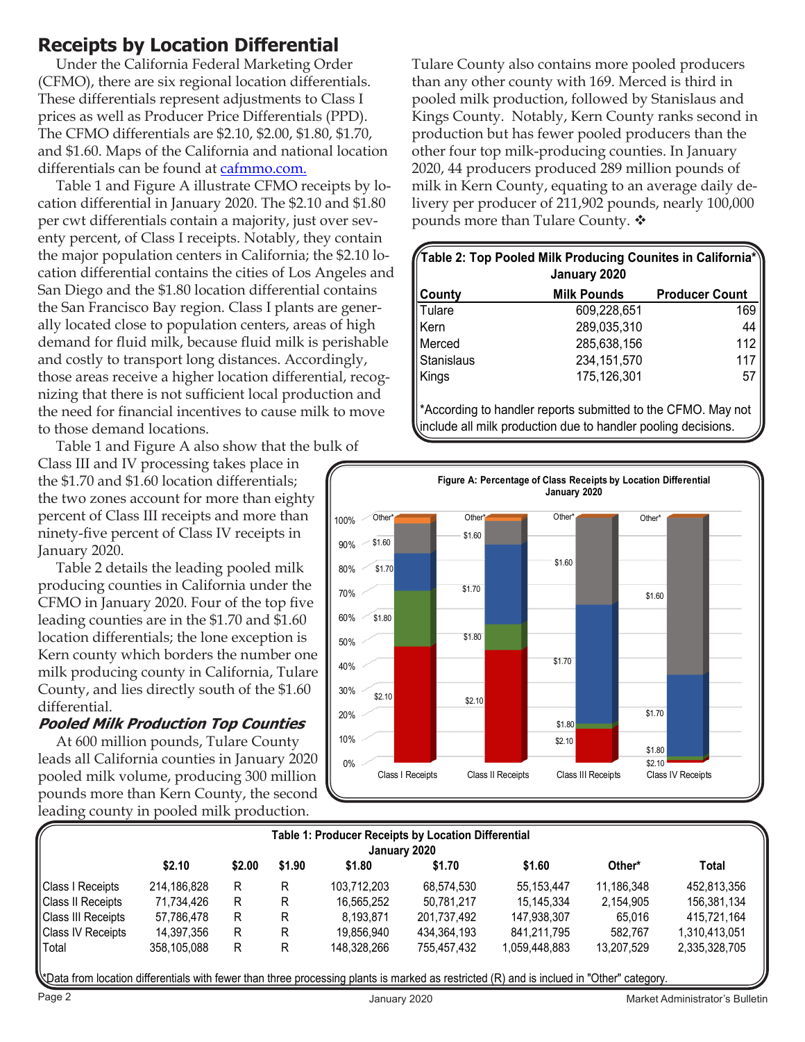## Receipts by Location Differential

Under the California Federal Marketing Order (CFMO), there are six regional location differentials. These differentials represent adjustments to Class I prices as well as Producer Price Differentials (PPD). The CFMO differentials are $2.10, $2.00, $1.80, $1.70, and $1.60. Maps of the California and national location differentials can be found at cafmmo.com.

Table 1 and Figure A illustrate CFMO receipts by location differential in January 2020. The $2.10 and $1.80 per cwt differentials contain a majority, just over seventy percent, of Class I receipts. Notably, they contain the major population centers in California; the $2.10 location differential contains the cities of Los Angeles and San Diego and the $1.80 location differential contains the San Francisco Bay region. Class I plants are generally located close to population centers, areas of high demand for fluid milk, because fluid milk is perishable and costly to transport long distances. Accordingly, those areas receive a higher location differential, recognizing that there is not sufficient local production and the need for financial incentives to cause milk to move to those demand locations.

Table 1 and Figure A also show that the bulk of Class III and IV processing takes place in the $1.70 and $1.60 location differentials; the two zones account for more than eighty percent of Class III receipts and more than ninety-five percent of Class IV receipts in January 2020.

Table 2 details the leading pooled milk producing counties in California under the CFMO in January 2020. Four of the top five leading counties are in the $1.70 and $1.60 location differentials; the lone exception is Kern county which borders the number one milk producing county in California, Tulare County, and lies directly south of the $1.60 differential.

### *Pooled Milk Production Top Counties*

At 600 million pounds, Tulare County leads all California counties in January 2020 pooled milk volume, producing 300 million pounds more than Kern County, the second leading county in pooled milk production. Tulare County also contains more pooled producers than any other county with 169. Merced is third in pooled milk production, followed by Stanislaus and Kings County. Notably, Kern County ranks second in production but has fewer pooled producers than the other four top milk-producing counties. In January 2020, 44 producers produced 289 million pounds of milk in Kern County, equating to an average daily delivery per producer of 211,902 pounds, nearly 100,000 pounds more than Tulare County. ❖

**Table 2: Top Pooled Milk Producing Counites in California\***
**January 2020**

| County | Milk Pounds | Producer Count |
|---|---|---|
| Tulare | 609,228,651 | 169 |
| Kern | 289,035,310 | 44 |
| Merced | 285,638,156 | 112 |
| Stanislaus | 234,151,570 | 117 |
| Kings | 175,126,301 | 57 |

*According to handler reports submitted to the CFMO. May not include all milk production due to handler pooling decisions.

**Figure A: Percentage of Class Receipts by Location Differential**
**January 2020**

| | Class I Receipts | Class II Receipts | Class III Receipts | Class IV Receipts |
|---|---|---|---|---|
| (chart segments, bottom to top) | $2.10, $1.80, $1.70, $1.60, Other* | $2.10, $1.80, $1.70, $1.60, Other* | $2.10, $1.80, $1.70, $1.60, Other* | $2.10, $1.80, $1.70, $1.60, Other* |

**Table 1: Producer Receipts by Location Differential**
**January 2020**

| | $2.10 | $2.00 | $1.90 | $1.80 | $1.70 | $1.60 | Other* | Total |
|---|---|---|---|---|---|---|---|---|
| Class I Receipts | 214,186,828 | R | R | 103,712,203 | 68,574,530 | 55,153,447 | 11,186,348 | 452,813,356 |
| Class II Receipts | 71,734,426 | R | R | 16,565,252 | 50,781,217 | 15,145,334 | 2,154,905 | 156,381,134 |
| Class III Receipts | 57,786,478 | R | R | 8,193,871 | 201,737,492 | 147,938,307 | 65,016 | 415,721,164 |
| Class IV Receipts | 14,397,356 | R | R | 19,856,940 | 434,364,193 | 841,211,795 | 582,767 | 1,310,413,051 |
| Total | 358,105,088 | R | R | 148,328,266 | 755,457,432 | 1,059,448,883 | 13,207,529 | 2,335,328,705 |

*Data from location differentials with fewer than three processing plants is marked as restricted (R) and is inclued in "Other" category.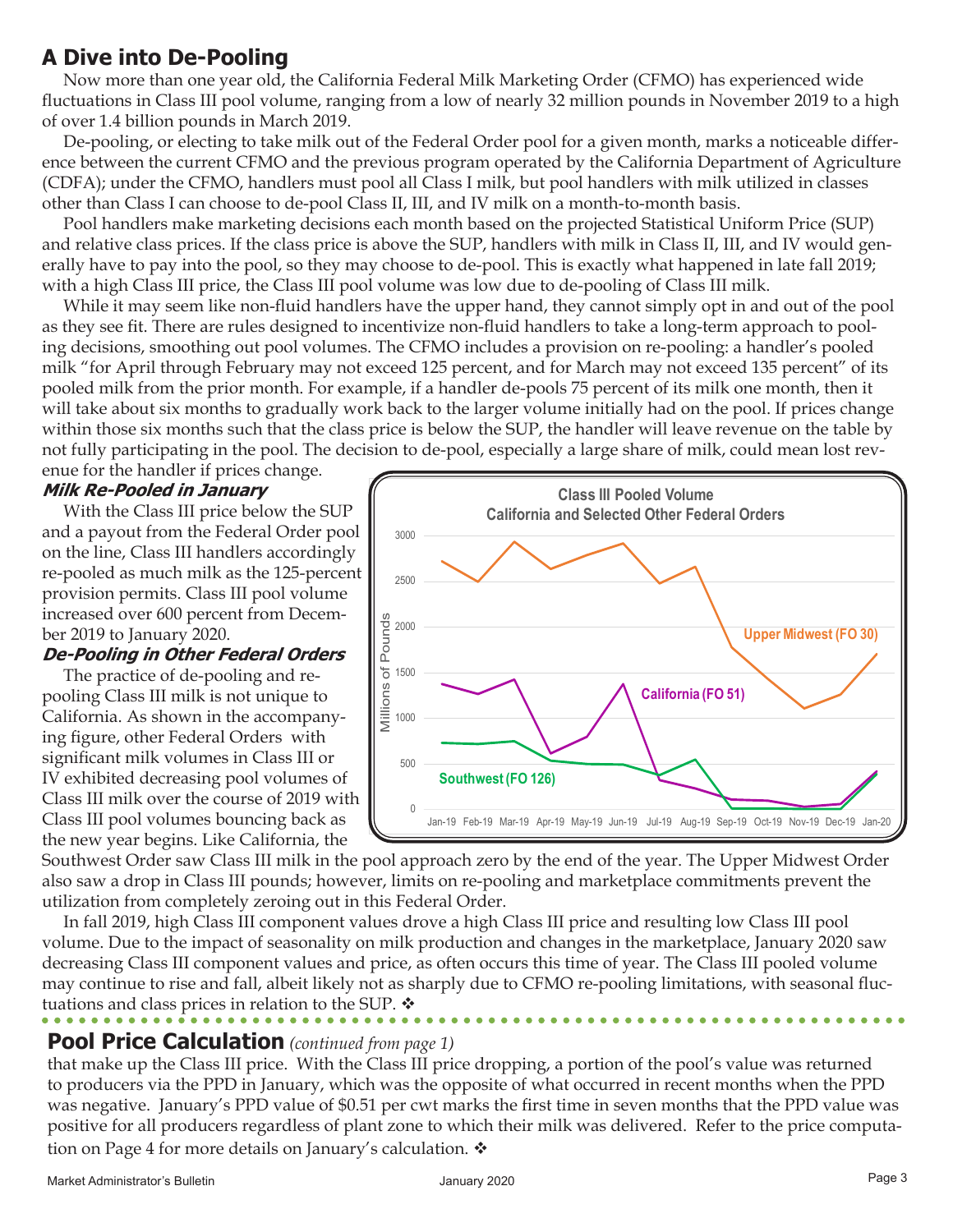## A Dive into De-Pooling

Now more than one year old, the California Federal Milk Marketing Order (CFMO) has experienced wide fluctuations in Class III pool volume, ranging from a low of nearly 32 million pounds in November 2019 to a high of over 1.4 billion pounds in March 2019.

De-pooling, or electing to take milk out of the Federal Order pool for a given month, marks a noticeable difference between the current CFMO and the previous program operated by the California Department of Agriculture (CDFA); under the CFMO, handlers must pool all Class I milk, but pool handlers with milk utilized in classes other than Class I can choose to de-pool Class II, III, and IV milk on a month-to-month basis.

Pool handlers make marketing decisions each month based on the projected Statistical Uniform Price (SUP) and relative class prices. If the class price is above the SUP, handlers with milk in Class II, III, and IV would generally have to pay into the pool, so they may choose to de-pool. This is exactly what happened in late fall 2019; with a high Class III price, the Class III pool volume was low due to de-pooling of Class III milk.

While it may seem like non-fluid handlers have the upper hand, they cannot simply opt in and out of the pool as they see fit. There are rules designed to incentivize non-fluid handlers to take a long-term approach to pooling decisions, smoothing out pool volumes. The CFMO includes a provision on re-pooling: a handler's pooled milk "for April through February may not exceed 125 percent, and for March may not exceed 135 percent" of its pooled milk from the prior month. For example, if a handler de-pools 75 percent of its milk one month, then it will take about six months to gradually work back to the larger volume initially had on the pool. If prices change within those six months such that the class price is below the SUP, the handler will leave revenue on the table by not fully participating in the pool. The decision to de-pool, especially a large share of milk, could mean lost revenue for the handler if prices change.

### *Milk Re-Pooled in January*

With the Class III price below the SUP and a payout from the Federal Order pool on the line, Class III handlers accordingly re-pooled as much milk as the 125-percent provision permits. Class III pool volume increased over 600 percent from December 2019 to January 2020.

### *De-Pooling in Other Federal Orders*

The practice of de-pooling and re-pooling Class III milk is not unique to California. As shown in the accompanying figure, other Federal Orders with significant milk volumes in Class III or IV exhibited decreasing pool volumes of Class III milk over the course of 2019 with Class III pool volumes bouncing back as the new year begins. Like California, the Southwest Order saw Class III milk in the pool approach zero by the end of the year. The Upper Midwest Order also saw a drop in Class III pounds; however, limits on re-pooling and marketplace commitments prevent the utilization from completely zeroing out in this Federal Order.

**Class III Pooled Volume**
**California and Selected Other Federal Orders**

In fall 2019, high Class III component values drove a high Class III price and resulting low Class III pool volume. Due to the impact of seasonality on milk production and changes in the marketplace, January 2020 saw decreasing Class III component values and price, as often occurs this time of year. The Class III pooled volume may continue to rise and fall, albeit likely not as sharply due to CFMO re-pooling limitations, with seasonal fluctuations and class prices in relation to the SUP. ❖

## Pool Price Calculation *(continued from page 1)*

that make up the Class III price. With the Class III price dropping, a portion of the pool's value was returned to producers via the PPD in January, which was the opposite of what occurred in recent months when the PPD was negative. January's PPD value of $0.51 per cwt marks the first time in seven months that the PPD value was positive for all producers regardless of plant zone to which their milk was delivered. Refer to the price computation on Page 4 for more details on January's calculation. ❖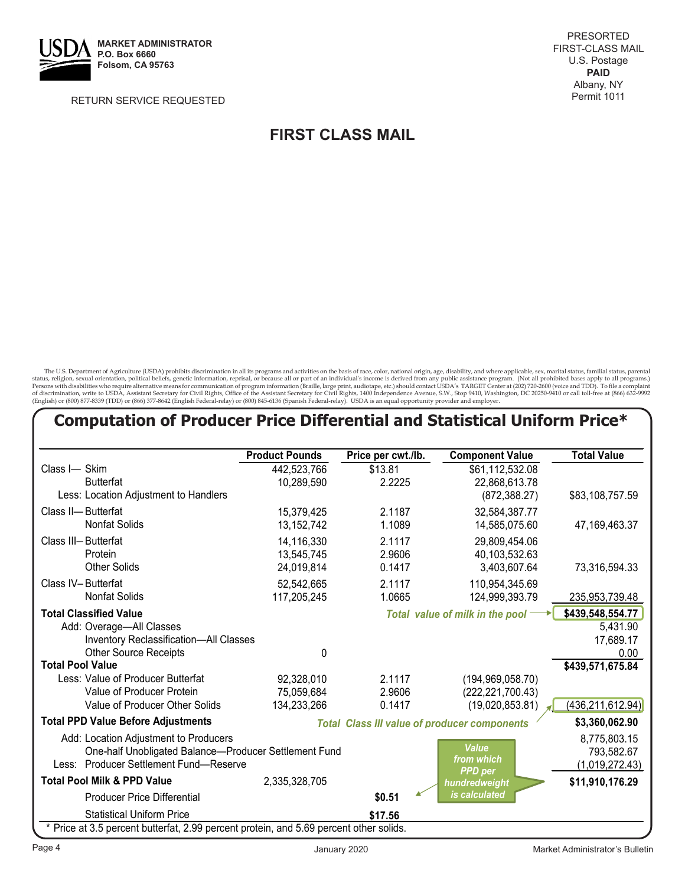**MARKET ADMINISTRATOR**
**P.O. Box 6660**
**Folsom, CA 95763**

RETURN SERVICE REQUESTED

PRESORTED
FIRST-CLASS MAIL
U.S. Postage
**PAID**
Albany, NY
Permit 1011

## FIRST CLASS MAIL

The U.S. Department of Agriculture (USDA) prohibits discrimination in all its programs and activities on the basis of race, color, national origin, age, disability, and where applicable, sex, marital status, familial status, parental status, religion, sexual orientation, political beliefs, genetic information, reprisal, or because all or part of an individual's income is derived from any public assistance program. (Not all prohibited bases apply to all programs.) Persons with disabilities who require alternative means for communication of program information (Braille, large print, audiotape, etc.) should contact USDA's TARGET Center at (202) 720-2600 (voice and TDD). To file a complaint of discrimination, write to USDA, Assistant Secretary for Civil Rights, Office of the Assistant Secretary for Civil Rights, 1400 Independence Avenue, S.W., Stop 9410, Washington, DC 20250-9410 or call toll-free at (866) 632-9992 (English) or (800) 877-8339 (TDD) or (866) 377-8642 (English Federal-relay) or (800) 845-6136 (Spanish Federal-relay). USDA is an equal opportunity provider and employer.

# Computation of Producer Price Differential and Statistical Uniform Price*

| | Product Pounds | Price per cwt./lb. | Component Value | Total Value |
|---|---|---|---|---|
| Class I— Skim | 442,523,766 | $13.81 | $61,112,532.08 | |
| Butterfat | 10,289,590 | 2.2225 | 22,868,613.78 | |
| Less: Location Adjustment to Handlers | | | (872,388.27) | $83,108,757.59 |
| Class II— Butterfat | 15,379,425 | 2.1187 | 32,584,387.77 | |
| Nonfat Solids | 13,152,742 | 1.1089 | 14,585,075.60 | 47,169,463.37 |
| Class III— Butterfat | 14,116,330 | 2.1117 | 29,809,454.06 | |
| Protein | 13,545,745 | 2.9606 | 40,103,532.63 | |
| Other Solids | 24,019,814 | 0.1417 | 3,403,607.64 | 73,316,594.33 |
| Class IV— Butterfat | 52,542,665 | 2.1117 | 110,954,345.69 | |
| Nonfat Solids | 117,205,245 | 1.0665 | 124,999,393.79 | 235,953,739.48 |
| **Total Classified Value** | | | *Total value of milk in the pool* → | **$439,548,554.77** |
| Add: Overage—All Classes | | | | 5,431.90 |
| Inventory Reclassification—All Classes | | | | 17,689.17 |
| Other Source Receipts | 0 | | | 0.00 |
| **Total Pool Value** | | | | **$439,571,675.84** |
| Less: Value of Producer Butterfat | 92,328,010 | 2.1117 | (194,969,058.70) | |
| Value of Producer Protein | 75,059,684 | 2.9606 | (222,221,700.43) | |
| Value of Producer Other Solids | 134,233,266 | 0.1417 | (19,020,853.81) | (436,211,612.94) |
| **Total PPD Value Before Adjustments** | | *Total Class III value of producer components* | | **$3,360,062.90** |
| Add: Location Adjustment to Producers | | | | 8,775,803.15 |
| One-half Unobligated Balance—Producer Settlement Fund | | | | 793,582.67 |
| Less: Producer Settlement Fund—Reserve | | | | (1,019,272.43) |
| **Total Pool Milk & PPD Value** | 2,335,328,705 | | *Value from which PPD per hundredweight is calculated* | **$11,910,176.29** |
| Producer Price Differential | | **$0.51** | | |
| Statistical Uniform Price | | **$17.56** | | |

\* Price at 3.5 percent butterfat, 2.99 percent protein, and 5.69 percent other solids.

January 2020